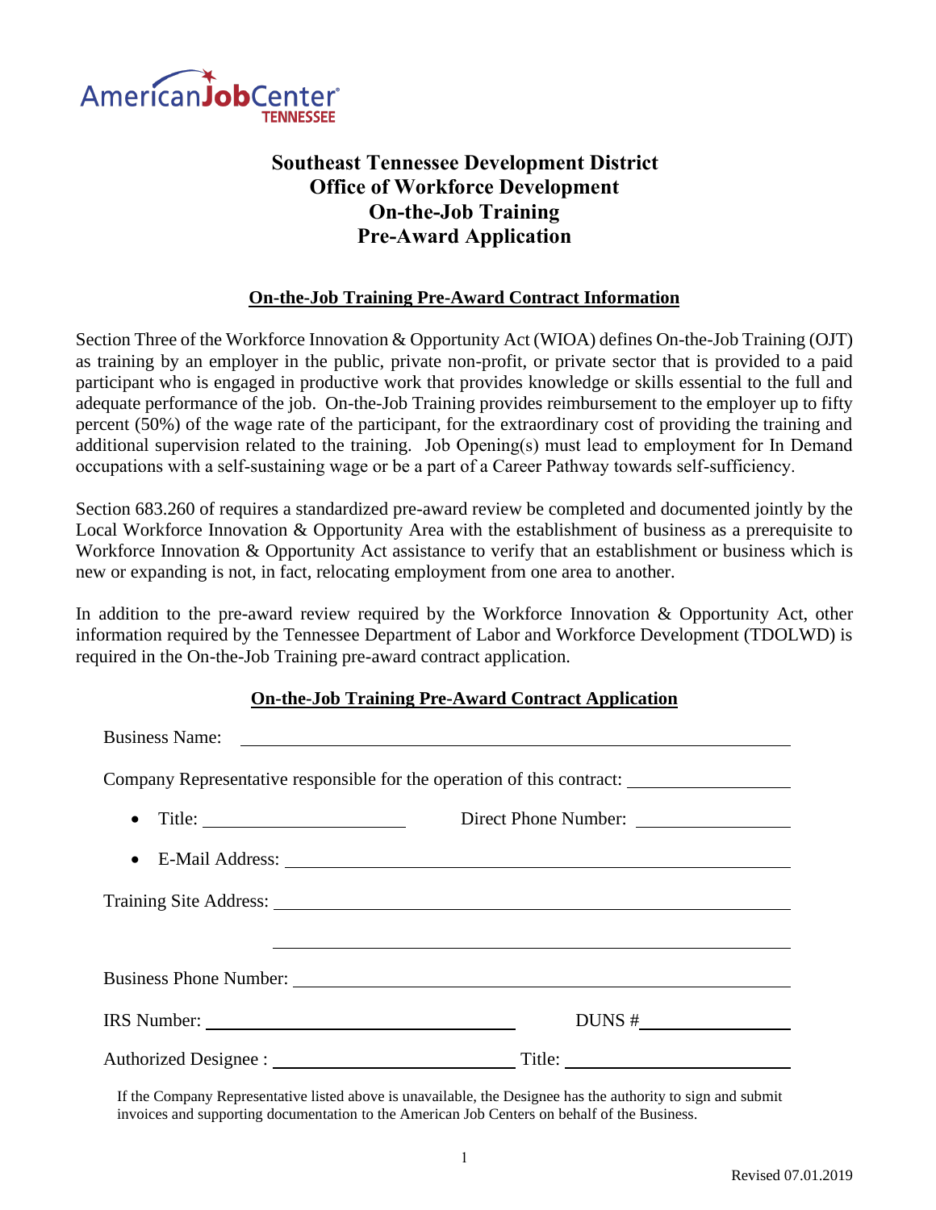AmericanJobCenter TENNESSEE

# Southeast Tennessee Development District
# Office of Workforce Development
# On-the-Job Training
# Pre-Award Application

## On-the-Job Training Pre-Award Contract Information

Section Three of the Workforce Innovation & Opportunity Act (WIOA) defines On-the-Job Training (OJT) as training by an employer in the public, private non-profit, or private sector that is provided to a paid participant who is engaged in productive work that provides knowledge or skills essential to the full and adequate performance of the job. On-the-Job Training provides reimbursement to the employer up to fifty percent (50%) of the wage rate of the participant, for the extraordinary cost of providing the training and additional supervision related to the training. Job Opening(s) must lead to employment for In Demand occupations with a self-sustaining wage or be a part of a Career Pathway towards self-sufficiency.

Section 683.260 of requires a standardized pre-award review be completed and documented jointly by the Local Workforce Innovation & Opportunity Area with the establishment of business as a prerequisite to Workforce Innovation & Opportunity Act assistance to verify that an establishment or business which is new or expanding is not, in fact, relocating employment from one area to another.

In addition to the pre-award review required by the Workforce Innovation & Opportunity Act, other information required by the Tennessee Department of Labor and Workforce Development (TDOLWD) is required in the On-the-Job Training pre-award contract application.

## On-the-Job Training Pre-Award Contract Application

Business Name: \_\_\_\_\_\_\_\_\_\_\_\_\_\_\_\_\_\_\_\_\_\_\_\_\_\_\_\_\_\_\_\_\_\_\_\_\_\_\_\_\_\_\_\_\_\_\_\_

Company Representative responsible for the operation of this contract: \_\_\_\_\_\_\_\_\_\_\_\_\_\_\_\_\_\_

- Title: \_\_\_\_\_\_\_\_\_\_\_\_\_\_\_\_\_\_\_\_ Direct Phone Number: \_\_\_\_\_\_\_\_\_\_\_\_\_\_\_\_
- E-Mail Address: \_\_\_\_\_\_\_\_\_\_\_\_\_\_\_\_\_\_\_\_\_\_\_\_\_\_\_\_\_\_\_\_\_\_\_\_\_\_\_\_\_\_\_\_\_\_

Training Site Address: \_\_\_\_\_\_\_\_\_\_\_\_\_\_\_\_\_\_\_\_\_\_\_\_\_\_\_\_\_\_\_\_\_\_\_\_\_\_\_\_\_\_\_\_\_\_\_\_

\_\_\_\_\_\_\_\_\_\_\_\_\_\_\_\_\_\_\_\_\_\_\_\_\_\_\_\_\_\_\_\_\_\_\_\_\_\_\_\_\_\_\_\_\_\_\_\_

Business Phone Number: \_\_\_\_\_\_\_\_\_\_\_\_\_\_\_\_\_\_\_\_\_\_\_\_\_\_\_\_\_\_\_\_\_\_\_\_\_\_\_\_\_\_\_\_\_\_

IRS Number: \_\_\_\_\_\_\_\_\_\_\_\_\_\_\_\_\_\_\_\_\_\_\_\_\_\_\_\_ DUNS # \_\_\_\_\_\_\_\_\_\_\_\_\_\_\_\_

Authorized Designee : \_\_\_\_\_\_\_\_\_\_\_\_\_\_\_\_\_\_\_\_\_\_\_\_ Title: \_\_\_\_\_\_\_\_\_\_\_\_\_\_\_\_\_\_\_\_\_\_

If the Company Representative listed above is unavailable, the Designee has the authority to sign and submit invoices and supporting documentation to the American Job Centers on behalf of the Business.

Revised 07.01.2019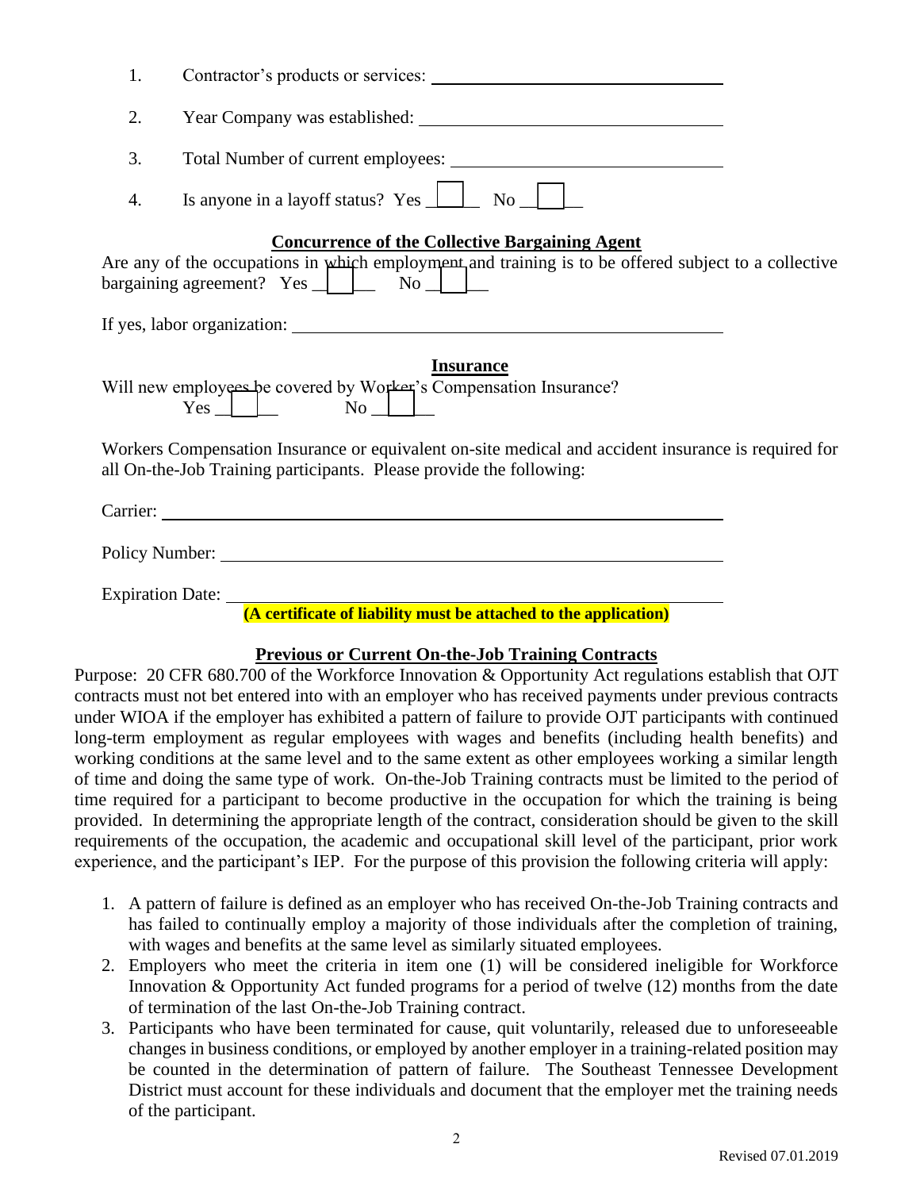1. Contractor's products or services: ______________________________

2. Year Company was established: ______________________________

3. Total Number of current employees: ______________________________

4. Is anyone in a layoff status? Yes ☐ No ☐

## Concurrence of the Collective Bargaining Agent

Are any of the occupations in which employment and training is to be offered subject to a collective bargaining agreement? Yes ☐ No ☐

If yes, labor organization: ______________________________

## Insurance

Will new employees be covered by Worker's Compensation Insurance?
Yes ☐ No ☐

Workers Compensation Insurance or equivalent on-site medical and accident insurance is required for all On-the-Job Training participants. Please provide the following:

Carrier: ______________________________

Policy Number: ______________________________

Expiration Date: ______________________________

**(A certificate of liability must be attached to the application)**

## Previous or Current On-the-Job Training Contracts

Purpose: 20 CFR 680.700 of the Workforce Innovation & Opportunity Act regulations establish that OJT contracts must not bet entered into with an employer who has received payments under previous contracts under WIOA if the employer has exhibited a pattern of failure to provide OJT participants with continued long-term employment as regular employees with wages and benefits (including health benefits) and working conditions at the same level and to the same extent as other employees working a similar length of time and doing the same type of work. On-the-Job Training contracts must be limited to the period of time required for a participant to become productive in the occupation for which the training is being provided. In determining the appropriate length of the contract, consideration should be given to the skill requirements of the occupation, the academic and occupational skill level of the participant, prior work experience, and the participant's IEP. For the purpose of this provision the following criteria will apply:

1. A pattern of failure is defined as an employer who has received On-the-Job Training contracts and has failed to continually employ a majority of those individuals after the completion of training, with wages and benefits at the same level as similarly situated employees.
2. Employers who meet the criteria in item one (1) will be considered ineligible for Workforce Innovation & Opportunity Act funded programs for a period of twelve (12) months from the date of termination of the last On-the-Job Training contract.
3. Participants who have been terminated for cause, quit voluntarily, released due to unforeseeable changes in business conditions, or employed by another employer in a training-related position may be counted in the determination of pattern of failure. The Southeast Tennessee Development District must account for these individuals and document that the employer met the training needs of the participant.

Revised 07.01.2019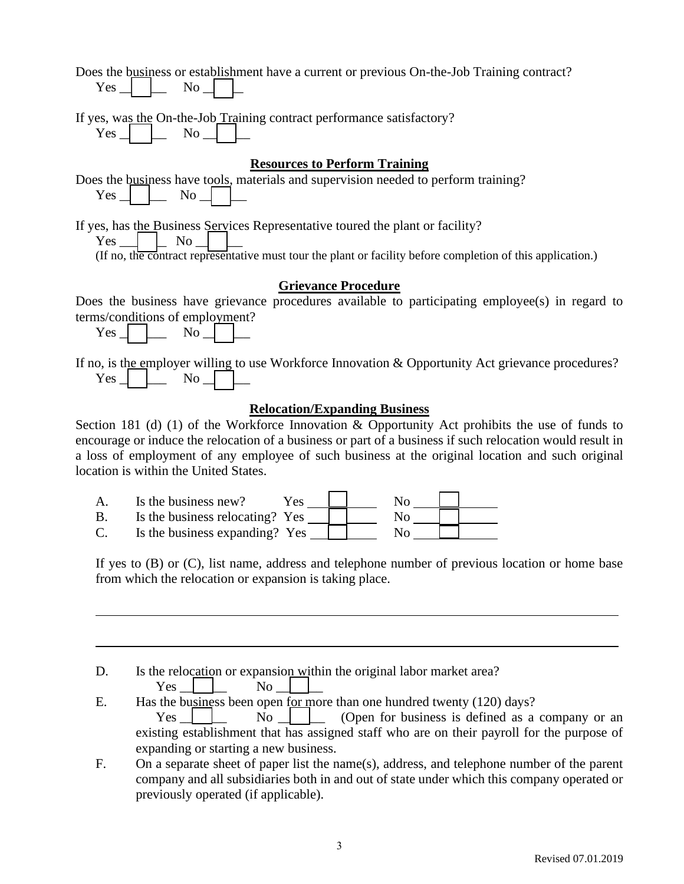Does the business or establishment have a current or previous On-the-Job Training contract?

Yes ☐ No ☐

If yes, was the On-the-Job Training contract performance satisfactory?

Yes ☐ No ☐

## Resources to Perform Training

Does the business have tools, materials and supervision needed to perform training?

Yes ☐ No ☐

If yes, has the Business Services Representative toured the plant or facility?

Yes ☐ No ☐

(If no, the contract representative must tour the plant or facility before completion of this application.)

## Grievance Procedure

Does the business have grievance procedures available to participating employee(s) in regard to terms/conditions of employment?

Yes ☐ No ☐

If no, is the employer willing to use Workforce Innovation & Opportunity Act grievance procedures?

Yes ☐ No ☐

## Relocation/Expanding Business

Section 181 (d) (1) of the Workforce Innovation & Opportunity Act prohibits the use of funds to encourage or induce the relocation of a business or part of a business if such relocation would result in a loss of employment of any employee of such business at the original location and such original location is within the United States.

A. Is the business new? Yes ☐ No ☐
B. Is the business relocating? Yes ☐ No ☐
C. Is the business expanding? Yes ☐ No ☐

If yes to (B) or (C), list name, address and telephone number of previous location or home base from which the relocation or expansion is taking place.

\_\_\_\_\_\_\_\_\_\_\_\_\_\_\_\_\_\_\_\_\_\_\_\_\_\_\_\_\_\_\_\_\_\_\_\_\_\_\_\_\_\_\_\_\_\_\_\_\_\_\_\_\_\_\_\_\_\_\_\_\_\_\_\_\_\_\_\_\_\_\_\_

\_\_\_\_\_\_\_\_\_\_\_\_\_\_\_\_\_\_\_\_\_\_\_\_\_\_\_\_\_\_\_\_\_\_\_\_\_\_\_\_\_\_\_\_\_\_\_\_\_\_\_\_\_\_\_\_\_\_\_\_\_\_\_\_\_\_\_\_\_\_\_\_

D. Is the relocation or expansion within the original labor market area?
   Yes ☐ No ☐
E. Has the business been open for more than one hundred twenty (120) days?
   Yes ☐ No ☐ (Open for business is defined as a company or an existing establishment that has assigned staff who are on their payroll for the purpose of expanding or starting a new business.
F. On a separate sheet of paper list the name(s), address, and telephone number of the parent company and all subsidiaries both in and out of state under which this company operated or previously operated (if applicable).

Revised 07.01.2019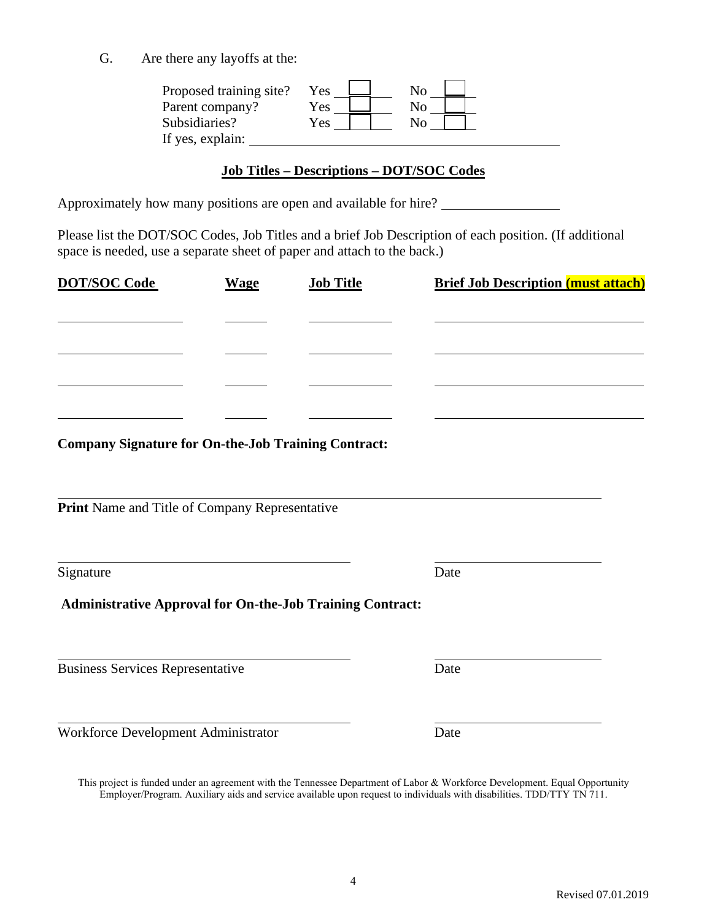G. Are there any layoffs at the:

| | | |
|---|---|---|
| Proposed training site? | Yes ☐ | No ☐ |
| Parent company? | Yes ☐ | No ☐ |
| Subsidiaries? | Yes ☐ | No ☐ |

If yes, explain: ______________________________

## Job Titles – Descriptions – DOT/SOC Codes

Approximately how many positions are open and available for hire? ________________

Please list the DOT/SOC Codes, Job Titles and a brief Job Description of each position. (If additional space is needed, use a separate sheet of paper and attach to the back.)

| DOT/SOC Code | Wage | Job Title | Brief Job Description (must attach) |
|---|---|---|---|
| | | | |
| | | | |
| | | | |
| | | | |

**Company Signature for On-the-Job Training Contract:**

______________________________

**Print** Name and Title of Company Representative

______________________________ ______________________________

Signature Date

**Administrative Approval for On-the-Job Training Contract:**

______________________________ ______________________________

Business Services Representative Date

______________________________ ______________________________

Workforce Development Administrator Date

This project is funded under an agreement with the Tennessee Department of Labor & Workforce Development. Equal Opportunity Employer/Program. Auxiliary aids and service available upon request to individuals with disabilities. TDD/TTY TN 711.

Revised 07.01.2019